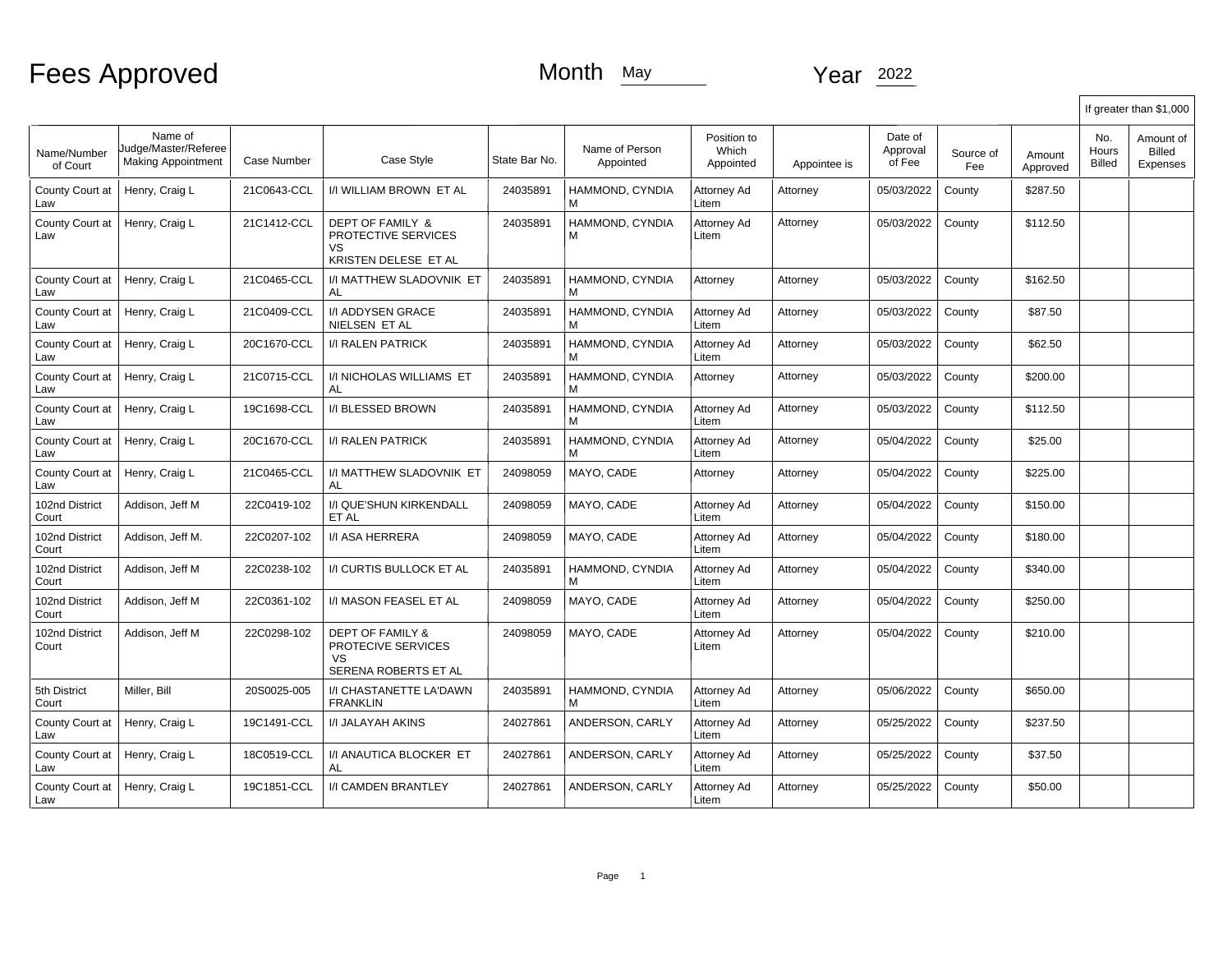# Fees Approved

Month May Year 2022

| Name/Number of Court | Name of Judge/Master/Referee Making Appointment | Case Number | Case Style | State Bar No. | Name of Person Appointed | Position to Which Appointed | Appointee is | Date of Approval of Fee | Source of Fee | Amount Approved | If greater than $1,000 No. Hours Billed | Amount of Billed Expenses |
|---|---|---|---|---|---|---|---|---|---|---|---|---|
| County Court at Law | Henry, Craig L | 21C0643-CCL | I/I WILLIAM BROWN ET AL | 24035891 | HAMMOND, CYNDIA M | Attorney Ad Litem | Attorney | 05/03/2022 | County | $287.50 | | |
| County Court at Law | Henry, Craig L | 21C1412-CCL | DEPT OF FAMILY & PROTECTIVE SERVICES VS KRISTEN DELESE ET AL | 24035891 | HAMMOND, CYNDIA M | Attorney Ad Litem | Attorney | 05/03/2022 | County | $112.50 | | |
| County Court at Law | Henry, Craig L | 21C0465-CCL | I/I MATTHEW SLADOVNIK ET AL | 24035891 | HAMMOND, CYNDIA M | Attorney | Attorney | 05/03/2022 | County | $162.50 | | |
| County Court at Law | Henry, Craig L | 21C0409-CCL | I/I ADDYSEN GRACE NIELSEN ET AL | 24035891 | HAMMOND, CYNDIA M | Attorney Ad Litem | Attorney | 05/03/2022 | County | $87.50 | | |
| County Court at Law | Henry, Craig L | 20C1670-CCL | I/I RALEN PATRICK | 24035891 | HAMMOND, CYNDIA M | Attorney Ad Litem | Attorney | 05/03/2022 | County | $62.50 | | |
| County Court at Law | Henry, Craig L | 21C0715-CCL | I/I NICHOLAS WILLIAMS ET AL | 24035891 | HAMMOND, CYNDIA M | Attorney | Attorney | 05/03/2022 | County | $200.00 | | |
| County Court at Law | Henry, Craig L | 19C1698-CCL | I/I BLESSED BROWN | 24035891 | HAMMOND, CYNDIA M | Attorney Ad Litem | Attorney | 05/03/2022 | County | $112.50 | | |
| County Court at Law | Henry, Craig L | 20C1670-CCL | I/I RALEN PATRICK | 24035891 | HAMMOND, CYNDIA M | Attorney Ad Litem | Attorney | 05/04/2022 | County | $25.00 | | |
| County Court at Law | Henry, Craig L | 21C0465-CCL | I/I MATTHEW SLADOVNIK ET AL | 24098059 | MAYO, CADE | Attorney | Attorney | 05/04/2022 | County | $225.00 | | |
| 102nd District Court | Addison, Jeff M | 22C0419-102 | I/I QUE'SHUN KIRKENDALL ET AL | 24098059 | MAYO, CADE | Attorney Ad Litem | Attorney | 05/04/2022 | County | $150.00 | | |
| 102nd District Court | Addison, Jeff M. | 22C0207-102 | I/I ASA HERRERA | 24098059 | MAYO, CADE | Attorney Ad Litem | Attorney | 05/04/2022 | County | $180.00 | | |
| 102nd District Court | Addison, Jeff M | 22C0238-102 | I/I CURTIS BULLOCK ET AL | 24035891 | HAMMOND, CYNDIA M | Attorney Ad Litem | Attorney | 05/04/2022 | County | $340.00 | | |
| 102nd District Court | Addison, Jeff M | 22C0361-102 | I/I MASON FEASEL ET AL | 24098059 | MAYO, CADE | Attorney Ad Litem | Attorney | 05/04/2022 | County | $250.00 | | |
| 102nd District Court | Addison, Jeff M | 22C0298-102 | DEPT OF FAMILY & PROTECIVE SERVICES VS SERENA ROBERTS ET AL | 24098059 | MAYO, CADE | Attorney Ad Litem | Attorney | 05/04/2022 | County | $210.00 | | |
| 5th District Court | Miller, Bill | 20S0025-005 | I/I CHASTANETTE LA'DAWN FRANKLIN | 24035891 | HAMMOND, CYNDIA M | Attorney Ad Litem | Attorney | 05/06/2022 | County | $650.00 | | |
| County Court at Law | Henry, Craig L | 19C1491-CCL | I/I JALAYAH AKINS | 24027861 | ANDERSON, CARLY | Attorney Ad Litem | Attorney | 05/25/2022 | County | $237.50 | | |
| County Court at Law | Henry, Craig L | 18C0519-CCL | I/I ANAUTICA BLOCKER ET AL | 24027861 | ANDERSON, CARLY | Attorney Ad Litem | Attorney | 05/25/2022 | County | $37.50 | | |
| County Court at Law | Henry, Craig L | 19C1851-CCL | I/I CAMDEN BRANTLEY | 24027861 | ANDERSON, CARLY | Attorney Ad Litem | Attorney | 05/25/2022 | County | $50.00 | | |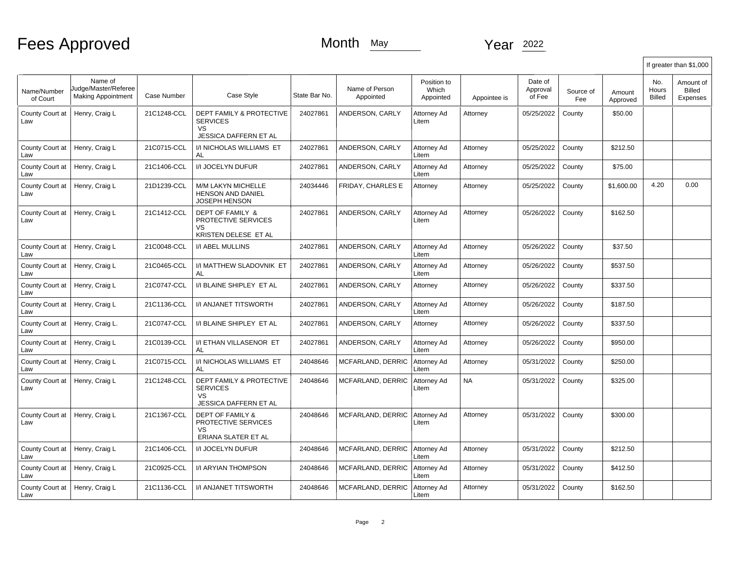# Fees Approved

Month May Year 2022

| Name/Number of Court | Name of Judge/Master/Referee Making Appointment | Case Number | Case Style | State Bar No. | Name of Person Appointed | Position to Which Appointed | Appointee is | Date of Approval of Fee | Source of Fee | Amount Approved | If greater than $1,000 No. Hours Billed | Amount of Billed Expenses |
|---|---|---|---|---|---|---|---|---|---|---|---|---|
| County Court at Law | Henry, Craig L | 21C1248-CCL | DEPT FAMILY & PROTECTIVE SERVICES VS JESSICA DAFFERN ET AL | 24027861 | ANDERSON, CARLY | Attorney Ad Litem | Attorney | 05/25/2022 | County | $50.00 | | |
| County Court at Law | Henry, Craig L | 21C0715-CCL | I/I NICHOLAS WILLIAMS ET AL | 24027861 | ANDERSON, CARLY | Attorney Ad Litem | Attorney | 05/25/2022 | County | $212.50 | | |
| County Court at Law | Henry, Craig L | 21C1406-CCL | I/I JOCELYN DUFUR | 24027861 | ANDERSON, CARLY | Attorney Ad Litem | Attorney | 05/25/2022 | County | $75.00 | | |
| County Court at Law | Henry, Craig L | 21D1239-CCL | M/M LAKYN MICHELLE HENSON AND DANIEL JOSEPH HENSON | 24034446 | FRIDAY, CHARLES E | Attorney | Attorney | 05/25/2022 | County | $1,600.00 | 4.20 | 0.00 |
| County Court at Law | Henry, Craig L | 21C1412-CCL | DEPT OF FAMILY & PROTECTIVE SERVICES VS KRISTEN DELESE ET AL | 24027861 | ANDERSON, CARLY | Attorney Ad Litem | Attorney | 05/26/2022 | County | $162.50 | | |
| County Court at Law | Henry, Craig L | 21C0048-CCL | I/I ABEL MULLINS | 24027861 | ANDERSON, CARLY | Attorney Ad Litem | Attorney | 05/26/2022 | County | $37.50 | | |
| County Court at Law | Henry, Craig L | 21C0465-CCL | I/I MATTHEW SLADOVNIK ET AL | 24027861 | ANDERSON, CARLY | Attorney Ad Litem | Attorney | 05/26/2022 | County | $537.50 | | |
| County Court at Law | Henry, Craig L | 21C0747-CCL | I/I BLAINE SHIPLEY ET AL | 24027861 | ANDERSON, CARLY | Attorney | Attorney | 05/26/2022 | County | $337.50 | | |
| County Court at Law | Henry, Craig L | 21C1136-CCL | I/I ANJANET TITSWORTH | 24027861 | ANDERSON, CARLY | Attorney Ad Litem | Attorney | 05/26/2022 | County | $187.50 | | |
| County Court at Law | Henry, Craig L. | 21C0747-CCL | I/I BLAINE SHIPLEY ET AL | 24027861 | ANDERSON, CARLY | Attorney | Attorney | 05/26/2022 | County | $337.50 | | |
| County Court at Law | Henry, Craig L | 21C0139-CCL | I/I ETHAN VILLASENOR ET AL | 24027861 | ANDERSON, CARLY | Attorney Ad Litem | Attorney | 05/26/2022 | County | $950.00 | | |
| County Court at Law | Henry, Craig L | 21C0715-CCL | I/I NICHOLAS WILLIAMS ET AL | 24048646 | MCFARLAND, DERRIC | Attorney Ad Litem | Attorney | 05/31/2022 | County | $250.00 | | |
| County Court at Law | Henry, Craig L | 21C1248-CCL | DEPT FAMILY & PROTECTIVE SERVICES VS JESSICA DAFFERN ET AL | 24048646 | MCFARLAND, DERRIC | Attorney Ad Litem | NA | 05/31/2022 | County | $325.00 | | |
| County Court at Law | Henry, Craig L | 21C1367-CCL | DEPT OF FAMILY & PROTECTIVE SERVICES VS ERIANA SLATER ET AL | 24048646 | MCFARLAND, DERRIC | Attorney Ad Litem | Attorney | 05/31/2022 | County | $300.00 | | |
| County Court at Law | Henry, Craig L | 21C1406-CCL | I/I JOCELYN DUFUR | 24048646 | MCFARLAND, DERRIC | Attorney Ad Litem | Attorney | 05/31/2022 | County | $212.50 | | |
| County Court at Law | Henry, Craig L | 21C0925-CCL | I/I ARYIAN THOMPSON | 24048646 | MCFARLAND, DERRIC | Attorney Ad Litem | Attorney | 05/31/2022 | County | $412.50 | | |
| County Court at Law | Henry, Craig L | 21C1136-CCL | I/I ANJANET TITSWORTH | 24048646 | MCFARLAND, DERRIC | Attorney Ad Litem | Attorney | 05/31/2022 | County | $162.50 | | |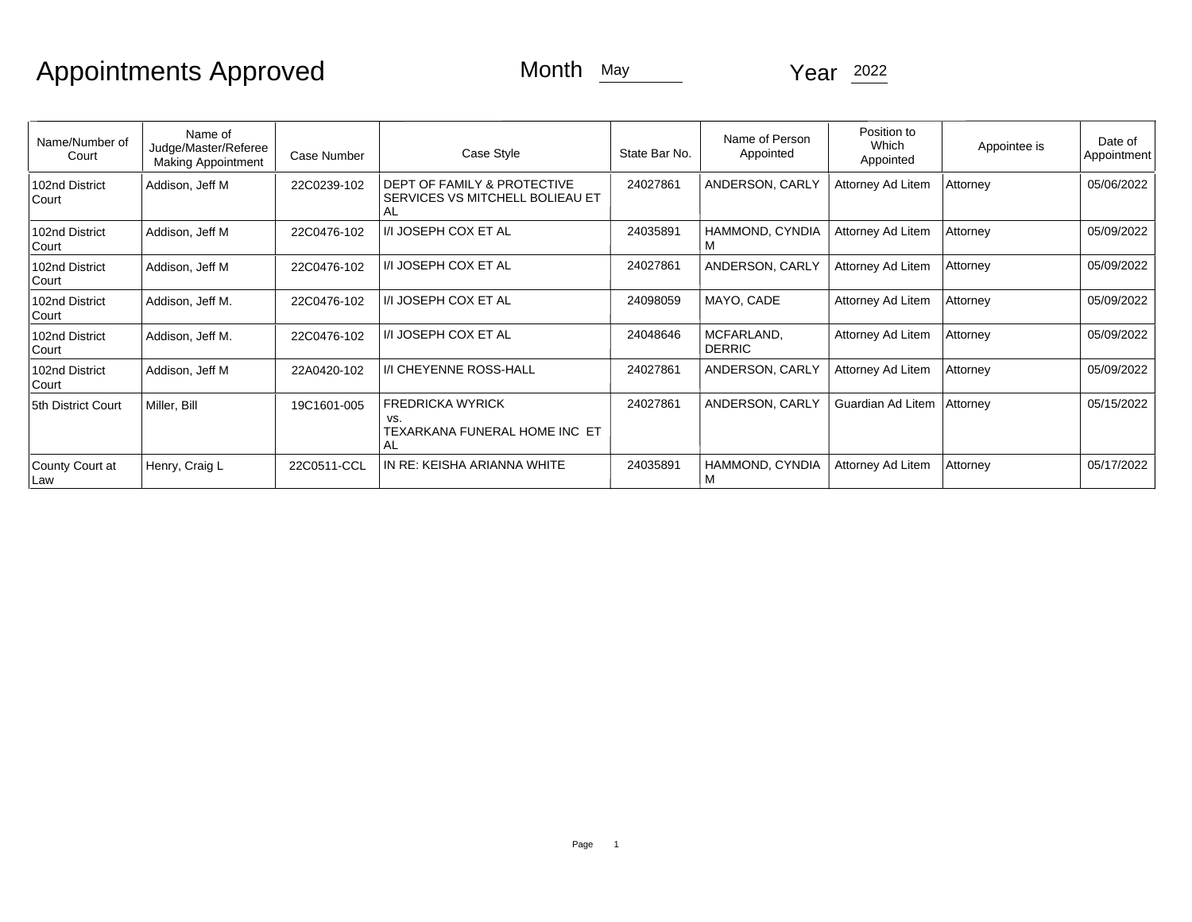# Appointments Approved

Month May Year 2022

| Name/Number of Court | Name of Judge/Master/Referee Making Appointment | Case Number | Case Style | State Bar No. | Name of Person Appointed | Position to Which Appointed | Appointee is | Date of Appointment |
|---|---|---|---|---|---|---|---|---|
| 102nd District Court | Addison, Jeff M | 22C0239-102 | DEPT OF FAMILY & PROTECTIVE SERVICES VS MITCHELL BOLIEAU ET AL | 24027861 | ANDERSON, CARLY | Attorney Ad Litem | Attorney | 05/06/2022 |
| 102nd District Court | Addison, Jeff M | 22C0476-102 | I/I JOSEPH COX ET AL | 24035891 | HAMMOND, CYNDIA M | Attorney Ad Litem | Attorney | 05/09/2022 |
| 102nd District Court | Addison, Jeff M | 22C0476-102 | I/I JOSEPH COX ET AL | 24027861 | ANDERSON, CARLY | Attorney Ad Litem | Attorney | 05/09/2022 |
| 102nd District Court | Addison, Jeff M. | 22C0476-102 | I/I JOSEPH COX ET AL | 24098059 | MAYO, CADE | Attorney Ad Litem | Attorney | 05/09/2022 |
| 102nd District Court | Addison, Jeff M. | 22C0476-102 | I/I JOSEPH COX ET AL | 24048646 | MCFARLAND, DERRIC | Attorney Ad Litem | Attorney | 05/09/2022 |
| 102nd District Court | Addison, Jeff M | 22A0420-102 | I/I CHEYENNE ROSS-HALL | 24027861 | ANDERSON, CARLY | Attorney Ad Litem | Attorney | 05/09/2022 |
| 5th District Court | Miller, Bill | 19C1601-005 | FREDRICKA WYRICK vs. TEXARKANA FUNERAL HOME INC ET AL | 24027861 | ANDERSON, CARLY | Guardian Ad Litem | Attorney | 05/15/2022 |
| County Court at Law | Henry, Craig L | 22C0511-CCL | IN RE: KEISHA ARIANNA WHITE | 24035891 | HAMMOND, CYNDIA M | Attorney Ad Litem | Attorney | 05/17/2022 |